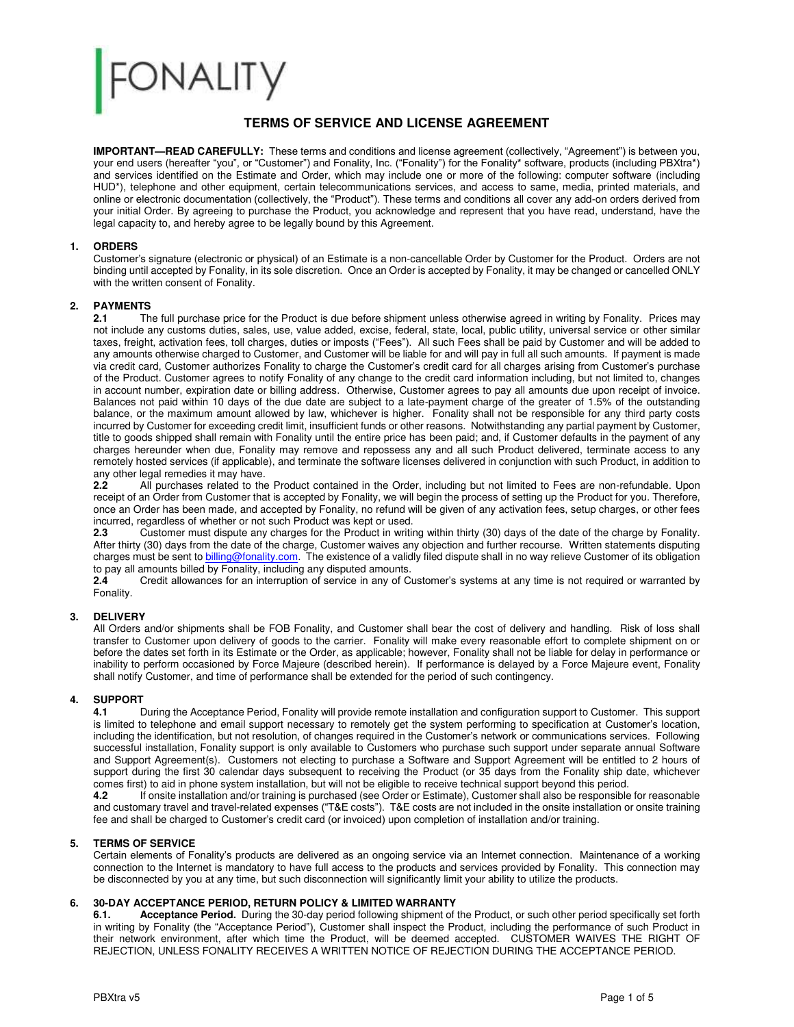FONALITY

# TERMS OF SERVICE AND LICENSE AGREEMENT

**IMPORTANT—READ CAREFULLY:** These terms and conditions and license agreement (collectively, "Agreement") is between you, your end users (hereafter "you", or "Customer") and Fonality, Inc. ("Fonality") for the Fonality* software, products (including PBXtra*) and services identified on the Estimate and Order, which may include one or more of the following: computer software (including HUD*), telephone and other equipment, certain telecommunications services, and access to same, media, printed materials, and online or electronic documentation (collectively, the "Product"). These terms and conditions all cover any add-on orders derived from your initial Order. By agreeing to purchase the Product, you acknowledge and represent that you have read, understand, have the legal capacity to, and hereby agree to be legally bound by this Agreement.

## 1. ORDERS

Customer's signature (electronic or physical) of an Estimate is a non-cancellable Order by Customer for the Product. Orders are not binding until accepted by Fonality, in its sole discretion. Once an Order is accepted by Fonality, it may be changed or cancelled ONLY with the written consent of Fonality.

## 2. PAYMENTS

**2.1** The full purchase price for the Product is due before shipment unless otherwise agreed in writing by Fonality. Prices may not include any customs duties, sales, use, value added, excise, federal, state, local, public utility, universal service or other similar taxes, freight, activation fees, toll charges, duties or imposts ("Fees"). All such Fees shall be paid by Customer and will be added to any amounts otherwise charged to Customer, and Customer will be liable for and will pay in full all such amounts. If payment is made via credit card, Customer authorizes Fonality to charge the Customer's credit card for all charges arising from Customer's purchase of the Product. Customer agrees to notify Fonality of any change to the credit card information including, but not limited to, changes in account number, expiration date or billing address. Otherwise, Customer agrees to pay all amounts due upon receipt of invoice. Balances not paid within 10 days of the due date are subject to a late-payment charge of the greater of 1.5% of the outstanding balance, or the maximum amount allowed by law, whichever is higher. Fonality shall not be responsible for any third party costs incurred by Customer for exceeding credit limit, insufficient funds or other reasons. Notwithstanding any partial payment by Customer, title to goods shipped shall remain with Fonality until the entire price has been paid; and, if Customer defaults in the payment of any charges hereunder when due, Fonality may remove and repossess any and all such Product delivered, terminate access to any remotely hosted services (if applicable), and terminate the software licenses delivered in conjunction with such Product, in addition to any other legal remedies it may have.

**2.2** All purchases related to the Product contained in the Order, including but not limited to Fees are non-refundable. Upon receipt of an Order from Customer that is accepted by Fonality, we will begin the process of setting up the Product for you. Therefore, once an Order has been made, and accepted by Fonality, no refund will be given of any activation fees, setup charges, or other fees incurred, regardless of whether or not such Product was kept or used.

**2.3** Customer must dispute any charges for the Product in writing within thirty (30) days of the date of the charge by Fonality. After thirty (30) days from the date of the charge, Customer waives any objection and further recourse. Written statements disputing charges must be sent to billing@fonality.com. The existence of a validly filed dispute shall in no way relieve Customer of its obligation to pay all amounts billed by Fonality, including any disputed amounts.

**2.4** Credit allowances for an interruption of service in any of Customer's systems at any time is not required or warranted by Fonality.

## 3. DELIVERY

All Orders and/or shipments shall be FOB Fonality, and Customer shall bear the cost of delivery and handling. Risk of loss shall transfer to Customer upon delivery of goods to the carrier. Fonality will make every reasonable effort to complete shipment on or before the dates set forth in its Estimate or the Order, as applicable; however, Fonality shall not be liable for delay in performance or inability to perform occasioned by Force Majeure (described herein). If performance is delayed by a Force Majeure event, Fonality shall notify Customer, and time of performance shall be extended for the period of such contingency.

## 4. SUPPORT

**4.1** During the Acceptance Period, Fonality will provide remote installation and configuration support to Customer. This support is limited to telephone and email support necessary to remotely get the system performing to specification at Customer's location, including the identification, but not resolution, of changes required in the Customer's network or communications services. Following successful installation, Fonality support is only available to Customers who purchase such support under separate annual Software and Support Agreement(s). Customers not electing to purchase a Software and Support Agreement will be entitled to 2 hours of support during the first 30 calendar days subsequent to receiving the Product (or 35 days from the Fonality ship date, whichever comes first) to aid in phone system installation, but will not be eligible to receive technical support beyond this period.

**4.2** If onsite installation and/or training is purchased (see Order or Estimate), Customer shall also be responsible for reasonable and customary travel and travel-related expenses ("T&E costs"). T&E costs are not included in the onsite installation or onsite training fee and shall be charged to Customer's credit card (or invoiced) upon completion of installation and/or training.

## 5. TERMS OF SERVICE

Certain elements of Fonality's products are delivered as an ongoing service via an Internet connection. Maintenance of a working connection to the Internet is mandatory to have full access to the products and services provided by Fonality. This connection may be disconnected by you at any time, but such disconnection will significantly limit your ability to utilize the products.

## 6. 30-DAY ACCEPTANCE PERIOD, RETURN POLICY & LIMITED WARRANTY

**6.1. Acceptance Period.** During the 30-day period following shipment of the Product, or such other period specifically set forth in writing by Fonality (the "Acceptance Period"), Customer shall inspect the Product, including the performance of such Product in their network environment, after which time the Product, will be deemed accepted. CUSTOMER WAIVES THE RIGHT OF REJECTION, UNLESS FONALITY RECEIVES A WRITTEN NOTICE OF REJECTION DURING THE ACCEPTANCE PERIOD.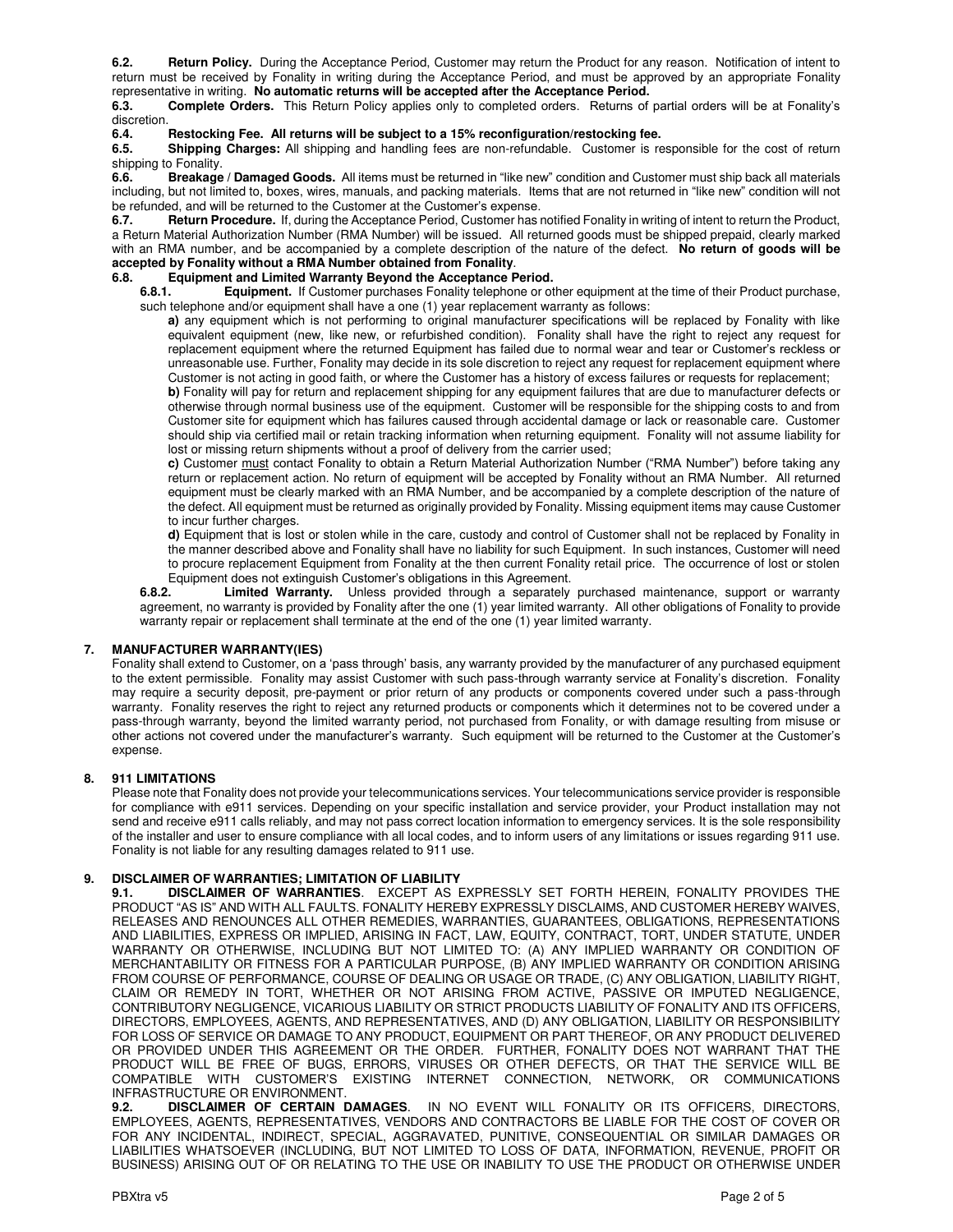**6.2. Return Policy.** During the Acceptance Period, Customer may return the Product for any reason. Notification of intent to return must be received by Fonality in writing during the Acceptance Period, and must be approved by an appropriate Fonality representative in writing. **No automatic returns will be accepted after the Acceptance Period.**

**6.3. Complete Orders.** This Return Policy applies only to completed orders. Returns of partial orders will be at Fonality's discretion.

**6.4. Restocking Fee. All returns will be subject to a 15% reconfiguration/restocking fee.**

**6.5. Shipping Charges:** All shipping and handling fees are non-refundable. Customer is responsible for the cost of return shipping to Fonality.

**6.6. Breakage / Damaged Goods.** All items must be returned in "like new" condition and Customer must ship back all materials including, but not limited to, boxes, wires, manuals, and packing materials. Items that are not returned in "like new" condition will not be refunded, and will be returned to the Customer at the Customer's expense.

**6.7. Return Procedure.** If, during the Acceptance Period, Customer has notified Fonality in writing of intent to return the Product, a Return Material Authorization Number (RMA Number) will be issued. All returned goods must be shipped prepaid, clearly marked with an RMA number, and be accompanied by a complete description of the nature of the defect. **No return of goods will be accepted by Fonality without a RMA Number obtained from Fonality**.

**6.8. Equipment and Limited Warranty Beyond the Acceptance Period.**

**6.8.1. Equipment.** If Customer purchases Fonality telephone or other equipment at the time of their Product purchase, such telephone and/or equipment shall have a one (1) year replacement warranty as follows:

**a)** any equipment which is not performing to original manufacturer specifications will be replaced by Fonality with like equivalent equipment (new, like new, or refurbished condition). Fonality shall have the right to reject any request for replacement equipment where the returned Equipment has failed due to normal wear and tear or Customer's reckless or unreasonable use. Further, Fonality may decide in its sole discretion to reject any request for replacement equipment where Customer is not acting in good faith, or where the Customer has a history of excess failures or requests for replacement;

**b)** Fonality will pay for return and replacement shipping for any equipment failures that are due to manufacturer defects or otherwise through normal business use of the equipment. Customer will be responsible for the shipping costs to and from Customer site for equipment which has failures caused through accidental damage or lack or reasonable care. Customer should ship via certified mail or retain tracking information when returning equipment. Fonality will not assume liability for lost or missing return shipments without a proof of delivery from the carrier used;

**c)** Customer must contact Fonality to obtain a Return Material Authorization Number ("RMA Number") before taking any return or replacement action. No return of equipment will be accepted by Fonality without an RMA Number. All returned equipment must be clearly marked with an RMA Number, and be accompanied by a complete description of the nature of the defect. All equipment must be returned as originally provided by Fonality. Missing equipment items may cause Customer to incur further charges.

**d)** Equipment that is lost or stolen while in the care, custody and control of Customer shall not be replaced by Fonality in the manner described above and Fonality shall have no liability for such Equipment. In such instances, Customer will need to procure replacement Equipment from Fonality at the then current Fonality retail price. The occurrence of lost or stolen Equipment does not extinguish Customer's obligations in this Agreement.

**6.8.2. Limited Warranty.** Unless provided through a separately purchased maintenance, support or warranty agreement, no warranty is provided by Fonality after the one (1) year limited warranty. All other obligations of Fonality to provide warranty repair or replacement shall terminate at the end of the one (1) year limited warranty.

## 7. MANUFACTURER WARRANTY(IES)

Fonality shall extend to Customer, on a 'pass through' basis, any warranty provided by the manufacturer of any purchased equipment to the extent permissible. Fonality may assist Customer with such pass-through warranty service at Fonality's discretion. Fonality may require a security deposit, pre-payment or prior return of any products or components covered under such a pass-through warranty. Fonality reserves the right to reject any returned products or components which it determines not to be covered under a pass-through warranty, beyond the limited warranty period, not purchased from Fonality, or with damage resulting from misuse or other actions not covered under the manufacturer's warranty. Such equipment will be returned to the Customer at the Customer's expense.

## 8. 911 LIMITATIONS

Please note that Fonality does not provide your telecommunications services. Your telecommunications service provider is responsible for compliance with e911 services. Depending on your specific installation and service provider, your Product installation may not send and receive e911 calls reliably, and may not pass correct location information to emergency services. It is the sole responsibility of the installer and user to ensure compliance with all local codes, and to inform users of any limitations or issues regarding 911 use. Fonality is not liable for any resulting damages related to 911 use.

## 9. DISCLAIMER OF WARRANTIES; LIMITATION OF LIABILITY

**9.1. DISCLAIMER OF WARRANTIES**. EXCEPT AS EXPRESSLY SET FORTH HEREIN, FONALITY PROVIDES THE PRODUCT "AS IS" AND WITH ALL FAULTS. FONALITY HEREBY EXPRESSLY DISCLAIMS, AND CUSTOMER HEREBY WAIVES, RELEASES AND RENOUNCES ALL OTHER REMEDIES, WARRANTIES, GUARANTEES, OBLIGATIONS, REPRESENTATIONS AND LIABILITIES, EXPRESS OR IMPLIED, ARISING IN FACT, LAW, EQUITY, CONTRACT, TORT, UNDER STATUTE, UNDER WARRANTY OR OTHERWISE, INCLUDING BUT NOT LIMITED TO: (A) ANY IMPLIED WARRANTY OR CONDITION OF MERCHANTABILITY OR FITNESS FOR A PARTICULAR PURPOSE, (B) ANY IMPLIED WARRANTY OR CONDITION ARISING FROM COURSE OF PERFORMANCE, COURSE OF DEALING OR USAGE OR TRADE, (C) ANY OBLIGATION, LIABILITY RIGHT, CLAIM OR REMEDY IN TORT, WHETHER OR NOT ARISING FROM ACTIVE, PASSIVE OR IMPUTED NEGLIGENCE, CONTRIBUTORY NEGLIGENCE, VICARIOUS LIABILITY OR STRICT PRODUCTS LIABILITY OF FONALITY AND ITS OFFICERS, DIRECTORS, EMPLOYEES, AGENTS, AND REPRESENTATIVES, AND (D) ANY OBLIGATION, LIABILITY OR RESPONSIBILITY FOR LOSS OF SERVICE OR DAMAGE TO ANY PRODUCT, EQUIPMENT OR PART THEREOF, OR ANY PRODUCT DELIVERED OR PROVIDED UNDER THIS AGREEMENT OR THE ORDER. FURTHER, FONALITY DOES NOT WARRANT THAT THE PRODUCT WILL BE FREE OF BUGS, ERRORS, VIRUSES OR OTHER DEFECTS, OR THAT THE SERVICE WILL BE COMPATIBLE WITH CUSTOMER'S EXISTING INTERNET CONNECTION, NETWORK, OR COMMUNICATIONS INFRASTRUCTURE OR ENVIRONMENT.

**9.2. DISCLAIMER OF CERTAIN DAMAGES**. IN NO EVENT WILL FONALITY OR ITS OFFICERS, DIRECTORS, EMPLOYEES, AGENTS, REPRESENTATIVES, VENDORS AND CONTRACTORS BE LIABLE FOR THE COST OF COVER OR FOR ANY INCIDENTAL, INDIRECT, SPECIAL, AGGRAVATED, PUNITIVE, CONSEQUENTIAL OR SIMILAR DAMAGES OR LIABILITIES WHATSOEVER (INCLUDING, BUT NOT LIMITED TO LOSS OF DATA, INFORMATION, REVENUE, PROFIT OR BUSINESS) ARISING OUT OF OR RELATING TO THE USE OR INABILITY TO USE THE PRODUCT OR OTHERWISE UNDER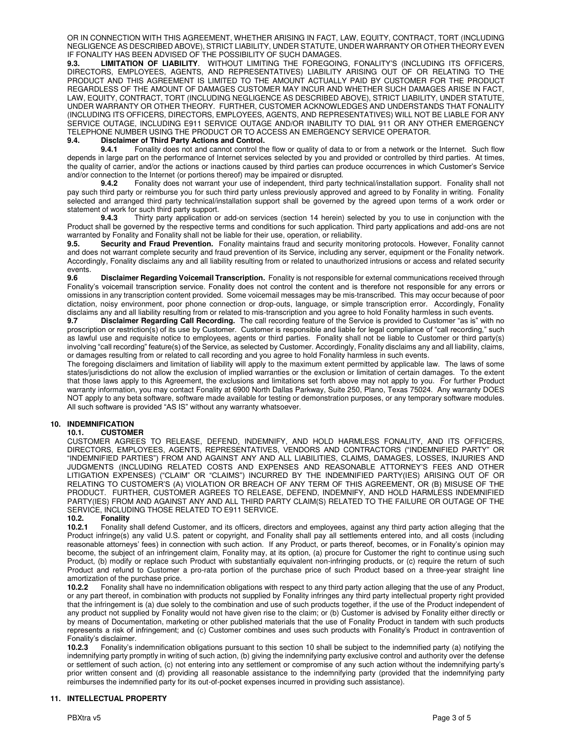OR IN CONNECTION WITH THIS AGREEMENT, WHETHER ARISING IN FACT, LAW, EQUITY, CONTRACT, TORT (INCLUDING NEGLIGENCE AS DESCRIBED ABOVE), STRICT LIABILITY, UNDER STATUTE, UNDER WARRANTY OR OTHER THEORY EVEN IF FONALITY HAS BEEN ADVISED OF THE POSSIBILITY OF SUCH DAMAGES.

**9.3. LIMITATION OF LIABILITY**. WITHOUT LIMITING THE FOREGOING, FONALITY'S (INCLUDING ITS OFFICERS, DIRECTORS, EMPLOYEES, AGENTS, AND REPRESENTATIVES) LIABILITY ARISING OUT OF OR RELATING TO THE PRODUCT AND THIS AGREEMENT IS LIMITED TO THE AMOUNT ACTUALLY PAID BY CUSTOMER FOR THE PRODUCT REGARDLESS OF THE AMOUNT OF DAMAGES CUSTOMER MAY INCUR AND WHETHER SUCH DAMAGES ARISE IN FACT, LAW, EQUITY, CONTRACT, TORT (INCLUDING NEGLIGENCE AS DESCRIBED ABOVE), STRICT LIABILITY, UNDER STATUTE, UNDER WARRANTY OR OTHER THEORY. FURTHER, CUSTOMER ACKNOWLEDGES AND UNDERSTANDS THAT FONALITY (INCLUDING ITS OFFICERS, DIRECTORS, EMPLOYEES, AGENTS, AND REPRESENTATIVES) WILL NOT BE LIABLE FOR ANY SERVICE OUTAGE, INCLUDING E911 SERVICE OUTAGE AND/OR INABILITY TO DIAL 911 OR ANY OTHER EMERGENCY TELEPHONE NUMBER USING THE PRODUCT OR TO ACCESS AN EMERGENCY SERVICE OPERATOR.

**9.4. Disclaimer of Third Party Actions and Control.**

**9.4.1** Fonality does not and cannot control the flow or quality of data to or from a network or the Internet. Such flow depends in large part on the performance of Internet services selected by you and provided or controlled by third parties. At times, the quality of carrier, and/or the actions or inactions caused by third parties can produce occurrences in which Customer's Service and/or connection to the Internet (or portions thereof) may be impaired or disrupted.

**9.4.2** Fonality does not warrant your use of independent, third party technical/installation support. Fonality shall not pay such third party or reimburse you for such third party unless previously approved and agreed to by Fonality in writing. Fonality selected and arranged third party technical/installation support shall be governed by the agreed upon terms of a work order or statement of work for such third party support.

**9.4.3** Thirty party application or add-on services (section 14 herein) selected by you to use in conjunction with the Product shall be governed by the respective terms and conditions for such application. Third party applications and add-ons are not warranted by Fonality and Fonality shall not be liable for their use, operation, or reliability.

**9.5. Security and Fraud Prevention.** Fonality maintains fraud and security monitoring protocols. However, Fonality cannot and does not warrant complete security and fraud prevention of its Service, including any server, equipment or the Fonality network. Accordingly, Fonality disclaims any and all liability resulting from or related to unauthorized intrusions or access and related security events.

**9.6 Disclaimer Regarding Voicemail Transcription.** Fonality is not responsible for external communications received through Fonality's voicemail transcription service. Fonality does not control the content and is therefore not responsible for any errors or omissions in any transcription content provided. Some voicemail messages may be mis-transcribed. This may occur because of poor dictation, noisy environment, poor phone connection or drop-outs, language, or simple transcription error. Accordingly, Fonality disclaims any and all liability resulting from or related to mis-transcription and you agree to hold Fonality harmless in such events.

**9.7 Disclaimer Regarding Call Recording.** The call recording feature of the Service is provided to Customer "as is" with no proscription or restriction(s) of its use by Customer. Customer is responsible and liable for legal compliance of "call recording," such as lawful use and requisite notice to employees, agents or third parties. Fonality shall not be liable to Customer or third party(s) involving "call recording" feature(s) of the Service, as selected by Customer. Accordingly, Fonality disclaims any and all liability, claims, or damages resulting from or related to call recording and you agree to hold Fonality harmless in such events.

The foregoing disclaimers and limitation of liability will apply to the maximum extent permitted by applicable law. The laws of some states/jurisdictions do not allow the exclusion of implied warranties or the exclusion or limitation of certain damages. To the extent that those laws apply to this Agreement, the exclusions and limitations set forth above may not apply to you. For further Product warranty information, you may contact Fonality at 6900 North Dallas Parkway, Suite 250, Plano, Texas 75024. Any warranty DOES NOT apply to any beta software, software made available for testing or demonstration purposes, or any temporary software modules. All such software is provided "AS IS" without any warranty whatsoever.

## 10. INDEMNIFICATION

### 10.1. CUSTOMER

CUSTOMER AGREES TO RELEASE, DEFEND, INDEMNIFY, AND HOLD HARMLESS FONALITY, AND ITS OFFICERS, DIRECTORS, EMPLOYEES, AGENTS, REPRESENTATIVES, VENDORS AND CONTRACTORS ("INDEMNIFIED PARTY" OR "INDEMNIFIED PARTIES") FROM AND AGAINST ANY AND ALL LIABILITIES, CLAIMS, DAMAGES, LOSSES, INJURIES AND JUDGMENTS (INCLUDING RELATED COSTS AND EXPENSES AND REASONABLE ATTORNEY'S FEES AND OTHER LITIGATION EXPENSES) ("CLAIM" OR "CLAIMS") INCURRED BY THE INDEMNIFIED PARTY(IES) ARISING OUT OF OR RELATING TO CUSTOMER'S (A) VIOLATION OR BREACH OF ANY TERM OF THIS AGREEMENT, OR (B) MISUSE OF THE PRODUCT. FURTHER, CUSTOMER AGREES TO RELEASE, DEFEND, INDEMNIFY, AND HOLD HARMLESS INDEMNIFIED PARTY(IES) FROM AND AGAINST ANY AND ALL THIRD PARTY CLAIM(S) RELATED TO THE FAILURE OR OUTAGE OF THE SERVICE, INCLUDING THOSE RELATED TO E911 SERVICE.

### 10.2. Fonality

**10.2.1** Fonality shall defend Customer, and its officers, directors and employees, against any third party action alleging that the Product infringe(s) any valid U.S. patent or copyright, and Fonality shall pay all settlements entered into, and all costs (including reasonable attorneys' fees) in connection with such action. If any Product, or parts thereof, becomes, or in Fonality's opinion may become, the subject of an infringement claim, Fonality may, at its option, (a) procure for Customer the right to continue using such Product, (b) modify or replace such Product with substantially equivalent non-infringing products, or (c) require the return of such Product and refund to Customer a pro-rata portion of the purchase price of such Product based on a three-year straight line amortization of the purchase price.

**10.2.2** Fonality shall have no indemnification obligations with respect to any third party action alleging that the use of any Product, or any part thereof, in combination with products not supplied by Fonality infringes any third party intellectual property right provided that the infringement is (a) due solely to the combination and use of such products together, if the use of the Product independent of any product not supplied by Fonality would not have given rise to the claim; or (b) Customer is advised by Fonality either directly or by means of Documentation, marketing or other published materials that the use of Fonality Product in tandem with such products represents a risk of infringement; and (c) Customer combines and uses such products with Fonality's Product in contravention of Fonality's disclaimer.

**10.2.3** Fonality's indemnification obligations pursuant to this section 10 shall be subject to the indemnified party (a) notifying the indemnifying party promptly in writing of such action, (b) giving the indemnifying party exclusive control and authority over the defense or settlement of such action, (c) not entering into any settlement or compromise of any such action without the indemnifying party's prior written consent and (d) providing all reasonable assistance to the indemnifying party (provided that the indemnifying party reimburses the indemnified party for its out-of-pocket expenses incurred in providing such assistance).

## 11. INTELLECTUAL PROPERTY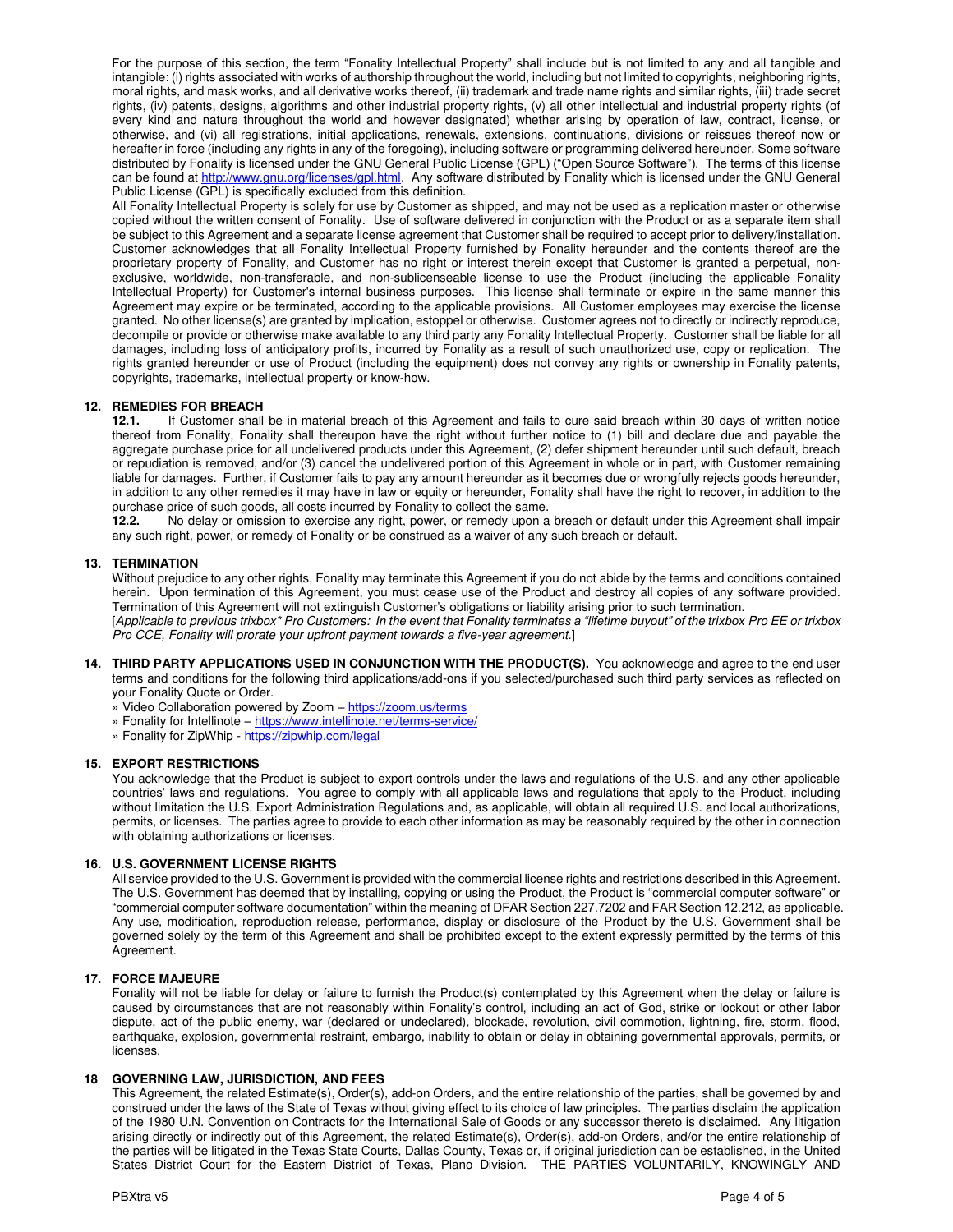For the purpose of this section, the term "Fonality Intellectual Property" shall include but is not limited to any and all tangible and intangible: (i) rights associated with works of authorship throughout the world, including but not limited to copyrights, neighboring rights, moral rights, and mask works, and all derivative works thereof, (ii) trademark and trade name rights and similar rights, (iii) trade secret rights, (iv) patents, designs, algorithms and other industrial property rights, (v) all other intellectual and industrial property rights (of every kind and nature throughout the world and however designated) whether arising by operation of law, contract, license, or otherwise, and (vi) all registrations, initial applications, renewals, extensions, continuations, divisions or reissues thereof now or hereafter in force (including any rights in any of the foregoing), including software or programming delivered hereunder. Some software distributed by Fonality is licensed under the GNU General Public License (GPL) ("Open Source Software"). The terms of this license can be found at http://www.gnu.org/licenses/gpl.html. Any software distributed by Fonality which is licensed under the GNU General Public License (GPL) is specifically excluded from this definition.

All Fonality Intellectual Property is solely for use by Customer as shipped, and may not be used as a replication master or otherwise copied without the written consent of Fonality. Use of software delivered in conjunction with the Product or as a separate item shall be subject to this Agreement and a separate license agreement that Customer shall be required to accept prior to delivery/installation. Customer acknowledges that all Fonality Intellectual Property furnished by Fonality hereunder and the contents thereof are the proprietary property of Fonality, and Customer has no right or interest therein except that Customer is granted a perpetual, non-exclusive, worldwide, non-transferable, and non-sublicenseable license to use the Product (including the applicable Fonality Intellectual Property) for Customer's internal business purposes. This license shall terminate or expire in the same manner this Agreement may expire or be terminated, according to the applicable provisions. All Customer employees may exercise the license granted. No other license(s) are granted by implication, estoppel or otherwise. Customer agrees not to directly or indirectly reproduce, decompile or provide or otherwise make available to any third party any Fonality Intellectual Property. Customer shall be liable for all damages, including loss of anticipatory profits, incurred by Fonality as a result of such unauthorized use, copy or replication. The rights granted hereunder or use of Product (including the equipment) does not convey any rights or ownership in Fonality patents, copyrights, trademarks, intellectual property or know-how.

## 12. REMEDIES FOR BREACH

**12.1.** If Customer shall be in material breach of this Agreement and fails to cure said breach within 30 days of written notice thereof from Fonality, Fonality shall thereupon have the right without further notice to (1) bill and declare due and payable the aggregate purchase price for all undelivered products under this Agreement, (2) defer shipment hereunder until such default, breach or repudiation is removed, and/or (3) cancel the undelivered portion of this Agreement in whole or in part, with Customer remaining liable for damages. Further, if Customer fails to pay any amount hereunder as it becomes due or wrongfully rejects goods hereunder, in addition to any other remedies it may have in law or equity or hereunder, Fonality shall have the right to recover, in addition to the purchase price of such goods, all costs incurred by Fonality to collect the same.

**12.2.** No delay or omission to exercise any right, power, or remedy upon a breach or default under this Agreement shall impair any such right, power, or remedy of Fonality or be construed as a waiver of any such breach or default.

## 13. TERMINATION

Without prejudice to any other rights, Fonality may terminate this Agreement if you do not abide by the terms and conditions contained herein. Upon termination of this Agreement, you must cease use of the Product and destroy all copies of any software provided. Termination of this Agreement will not extinguish Customer's obligations or liability arising prior to such termination.

[*Applicable to previous trixbox* Pro Customers: In the event that Fonality terminates a "lifetime buyout" of the trixbox Pro EE or trixbox Pro CCE, Fonality will prorate your upfront payment towards a five-year agreement.*]

## 14. THIRD PARTY APPLICATIONS USED IN CONJUNCTION WITH THE PRODUCT(S).

You acknowledge and agree to the end user terms and conditions for the following third applications/add-ons if you selected/purchased such third party services as reflected on your Fonality Quote or Order.

» Video Collaboration powered by Zoom – https://zoom.us/terms
» Fonality for Intellinote – https://www.intellinote.net/terms-service/
» Fonality for ZipWhip - https://zipwhip.com/legal

## 15. EXPORT RESTRICTIONS

You acknowledge that the Product is subject to export controls under the laws and regulations of the U.S. and any other applicable countries' laws and regulations. You agree to comply with all applicable laws and regulations that apply to the Product, including without limitation the U.S. Export Administration Regulations and, as applicable, will obtain all required U.S. and local authorizations, permits, or licenses. The parties agree to provide to each other information as may be reasonably required by the other in connection with obtaining authorizations or licenses.

## 16. U.S. GOVERNMENT LICENSE RIGHTS

All service provided to the U.S. Government is provided with the commercial license rights and restrictions described in this Agreement. The U.S. Government has deemed that by installing, copying or using the Product, the Product is "commercial computer software" or "commercial computer software documentation" within the meaning of DFAR Section 227.7202 and FAR Section 12.212, as applicable. Any use, modification, reproduction release, performance, display or disclosure of the Product by the U.S. Government shall be governed solely by the term of this Agreement and shall be prohibited except to the extent expressly permitted by the terms of this Agreement.

## 17. FORCE MAJEURE

Fonality will not be liable for delay or failure to furnish the Product(s) contemplated by this Agreement when the delay or failure is caused by circumstances that are not reasonably within Fonality's control, including an act of God, strike or lockout or other labor dispute, act of the public enemy, war (declared or undeclared), blockade, revolution, civil commotion, lightning, fire, storm, flood, earthquake, explosion, governmental restraint, embargo, inability to obtain or delay in obtaining governmental approvals, permits, or licenses.

## 18 GOVERNING LAW, JURISDICTION, AND FEES

This Agreement, the related Estimate(s), Order(s), add-on Orders, and the entire relationship of the parties, shall be governed by and construed under the laws of the State of Texas without giving effect to its choice of law principles. The parties disclaim the application of the 1980 U.N. Convention on Contracts for the International Sale of Goods or any successor thereto is disclaimed. Any litigation arising directly or indirectly out of this Agreement, the related Estimate(s), Order(s), add-on Orders, and/or the entire relationship of the parties will be litigated in the Texas State Courts, Dallas County, Texas or, if original jurisdiction can be established, in the United States District Court for the Eastern District of Texas, Plano Division. THE PARTIES VOLUNTARILY, KNOWINGLY AND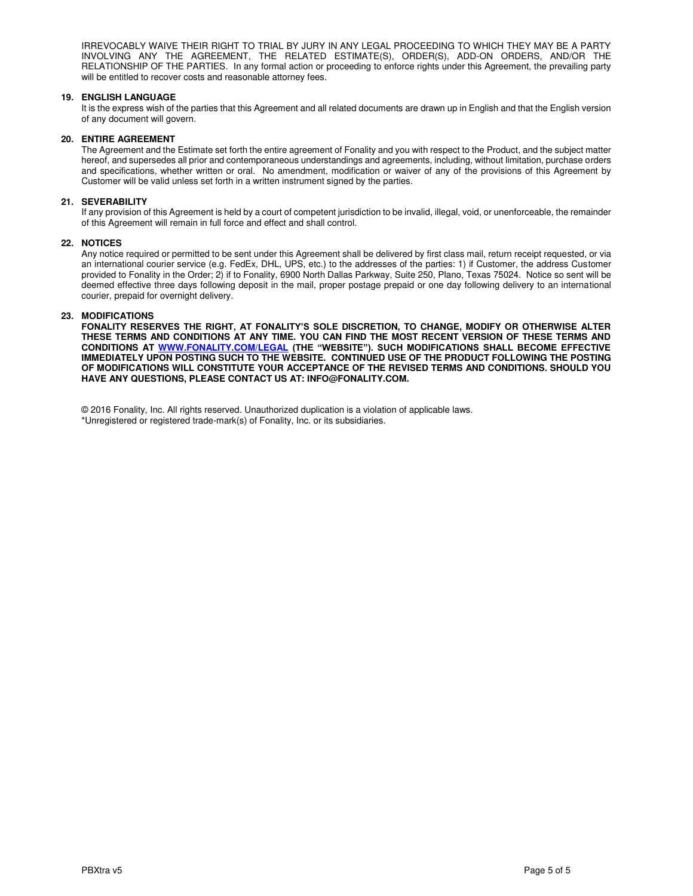IRREVOCABLY WAIVE THEIR RIGHT TO TRIAL BY JURY IN ANY LEGAL PROCEEDING TO WHICH THEY MAY BE A PARTY INVOLVING ANY THE AGREEMENT, THE RELATED ESTIMATE(S), ORDER(S), ADD-ON ORDERS, AND/OR THE RELATIONSHIP OF THE PARTIES. In any formal action or proceeding to enforce rights under this Agreement, the prevailing party will be entitled to recover costs and reasonable attorney fees.

**19. ENGLISH LANGUAGE**

It is the express wish of the parties that this Agreement and all related documents are drawn up in English and that the English version of any document will govern.

**20. ENTIRE AGREEMENT**

The Agreement and the Estimate set forth the entire agreement of Fonality and you with respect to the Product, and the subject matter hereof, and supersedes all prior and contemporaneous understandings and agreements, including, without limitation, purchase orders and specifications, whether written or oral. No amendment, modification or waiver of any of the provisions of this Agreement by Customer will be valid unless set forth in a written instrument signed by the parties.

**21. SEVERABILITY**

If any provision of this Agreement is held by a court of competent jurisdiction to be invalid, illegal, void, or unenforceable, the remainder of this Agreement will remain in full force and effect and shall control.

**22. NOTICES**

Any notice required or permitted to be sent under this Agreement shall be delivered by first class mail, return receipt requested, or via an international courier service (e.g. FedEx, DHL, UPS, etc.) to the addresses of the parties: 1) if Customer, the address Customer provided to Fonality in the Order; 2) if to Fonality, 6900 North Dallas Parkway, Suite 250, Plano, Texas 75024. Notice so sent will be deemed effective three days following deposit in the mail, proper postage prepaid or one day following delivery to an international courier, prepaid for overnight delivery.

**23. MODIFICATIONS**

**FONALITY RESERVES THE RIGHT, AT FONALITY'S SOLE DISCRETION, TO CHANGE, MODIFY OR OTHERWISE ALTER THESE TERMS AND CONDITIONS AT ANY TIME. YOU CAN FIND THE MOST RECENT VERSION OF THESE TERMS AND CONDITIONS AT [WWW.FONALITY.COM/LEGAL](http://WWW.FONALITY.COM/LEGAL) (THE "WEBSITE"). SUCH MODIFICATIONS SHALL BECOME EFFECTIVE IMMEDIATELY UPON POSTING SUCH TO THE WEBSITE. CONTINUED USE OF THE PRODUCT FOLLOWING THE POSTING OF MODIFICATIONS WILL CONSTITUTE YOUR ACCEPTANCE OF THE REVISED TERMS AND CONDITIONS. SHOULD YOU HAVE ANY QUESTIONS, PLEASE CONTACT US AT: INFO@FONALITY.COM.**

© 2016 Fonality, Inc. All rights reserved. Unauthorized duplication is a violation of applicable laws.
*Unregistered or registered trade-mark(s) of Fonality, Inc. or its subsidiaries.